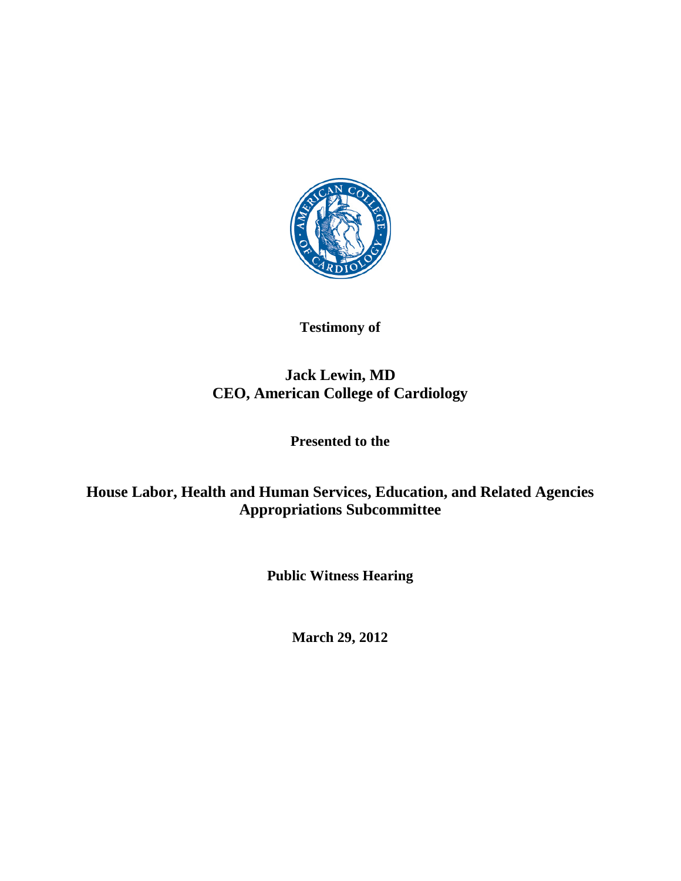**Testimony of**

**Jack Lewin, MD**
**CEO, American College of Cardiology**

**Presented to the**

**House Labor, Health and Human Services, Education, and Related Agencies Appropriations Subcommittee**

**Public Witness Hearing**

**March 29, 2012**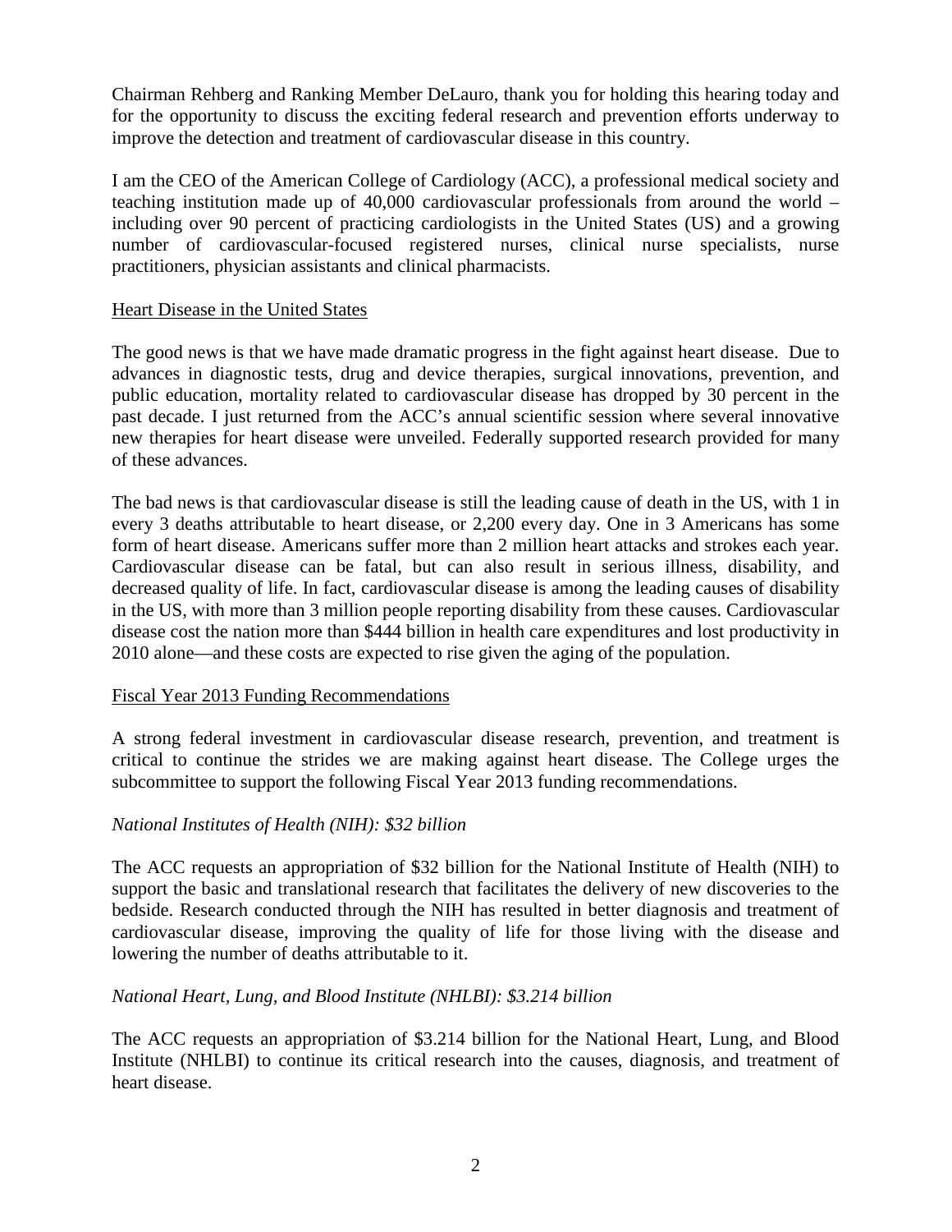Chairman Rehberg and Ranking Member DeLauro, thank you for holding this hearing today and for the opportunity to discuss the exciting federal research and prevention efforts underway to improve the detection and treatment of cardiovascular disease in this country.

I am the CEO of the American College of Cardiology (ACC), a professional medical society and teaching institution made up of 40,000 cardiovascular professionals from around the world – including over 90 percent of practicing cardiologists in the United States (US) and a growing number of cardiovascular-focused registered nurses, clinical nurse specialists, nurse practitioners, physician assistants and clinical pharmacists.

## Heart Disease in the United States

The good news is that we have made dramatic progress in the fight against heart disease. Due to advances in diagnostic tests, drug and device therapies, surgical innovations, prevention, and public education, mortality related to cardiovascular disease has dropped by 30 percent in the past decade. I just returned from the ACC's annual scientific session where several innovative new therapies for heart disease were unveiled. Federally supported research provided for many of these advances.

The bad news is that cardiovascular disease is still the leading cause of death in the US, with 1 in every 3 deaths attributable to heart disease, or 2,200 every day. One in 3 Americans has some form of heart disease. Americans suffer more than 2 million heart attacks and strokes each year. Cardiovascular disease can be fatal, but can also result in serious illness, disability, and decreased quality of life. In fact, cardiovascular disease is among the leading causes of disability in the US, with more than 3 million people reporting disability from these causes. Cardiovascular disease cost the nation more than $444 billion in health care expenditures and lost productivity in 2010 alone—and these costs are expected to rise given the aging of the population.

## Fiscal Year 2013 Funding Recommendations

A strong federal investment in cardiovascular disease research, prevention, and treatment is critical to continue the strides we are making against heart disease. The College urges the subcommittee to support the following Fiscal Year 2013 funding recommendations.

### *National Institutes of Health (NIH): $32 billion*

The ACC requests an appropriation of $32 billion for the National Institute of Health (NIH) to support the basic and translational research that facilitates the delivery of new discoveries to the bedside. Research conducted through the NIH has resulted in better diagnosis and treatment of cardiovascular disease, improving the quality of life for those living with the disease and lowering the number of deaths attributable to it.

### *National Heart, Lung, and Blood Institute (NHLBI): $3.214 billion*

The ACC requests an appropriation of $3.214 billion for the National Heart, Lung, and Blood Institute (NHLBI) to continue its critical research into the causes, diagnosis, and treatment of heart disease.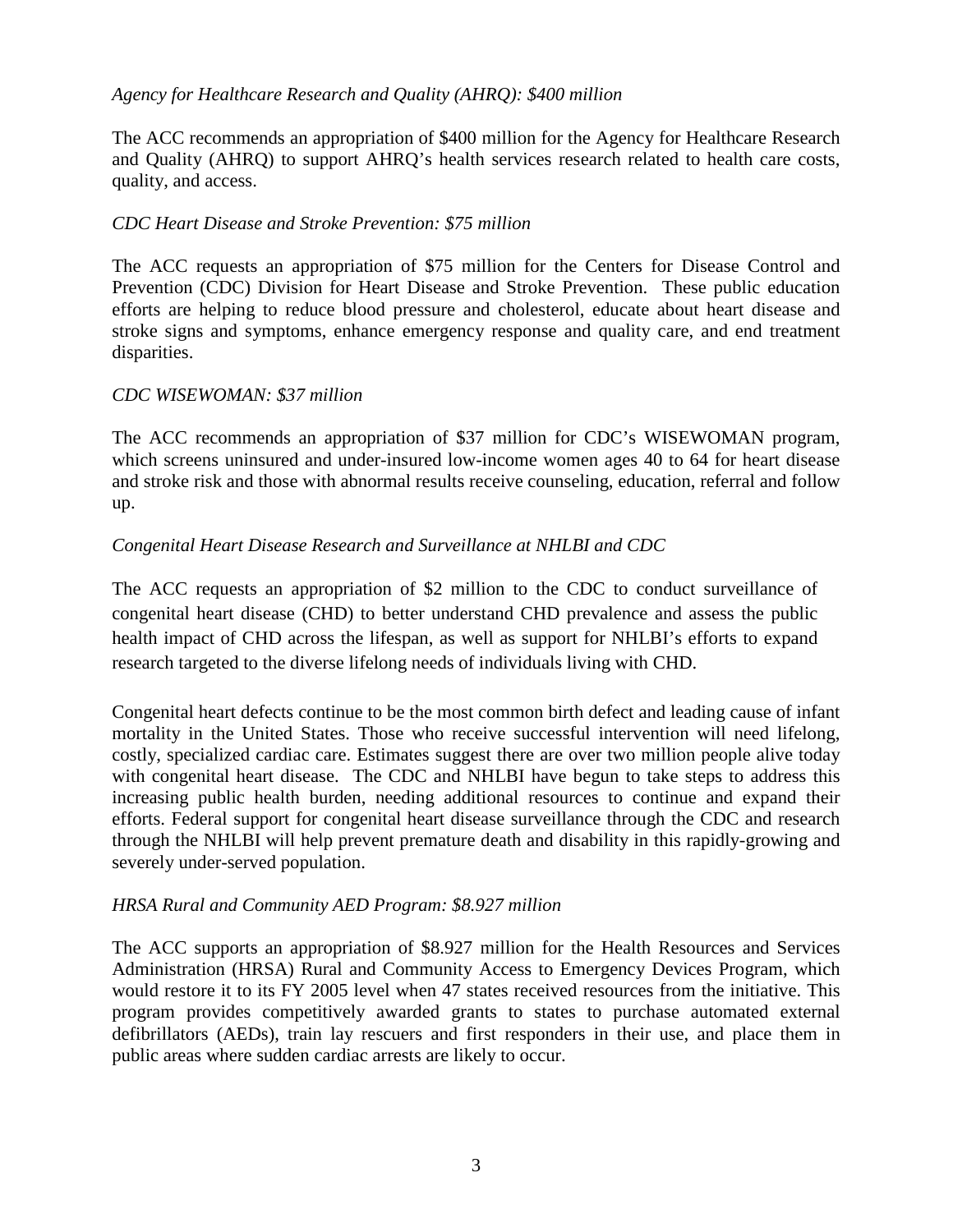*Agency for Healthcare Research and Quality (AHRQ): $400 million*

The ACC recommends an appropriation of $400 million for the Agency for Healthcare Research and Quality (AHRQ) to support AHRQ's health services research related to health care costs, quality, and access.

*CDC Heart Disease and Stroke Prevention: $75 million*

The ACC requests an appropriation of $75 million for the Centers for Disease Control and Prevention (CDC) Division for Heart Disease and Stroke Prevention. These public education efforts are helping to reduce blood pressure and cholesterol, educate about heart disease and stroke signs and symptoms, enhance emergency response and quality care, and end treatment disparities.

*CDC WISEWOMAN: $37 million*

The ACC recommends an appropriation of $37 million for CDC's WISEWOMAN program, which screens uninsured and under-insured low-income women ages 40 to 64 for heart disease and stroke risk and those with abnormal results receive counseling, education, referral and follow up.

*Congenital Heart Disease Research and Surveillance at NHLBI and CDC*

The ACC requests an appropriation of $2 million to the CDC to conduct surveillance of congenital heart disease (CHD) to better understand CHD prevalence and assess the public health impact of CHD across the lifespan, as well as support for NHLBI's efforts to expand research targeted to the diverse lifelong needs of individuals living with CHD.

Congenital heart defects continue to be the most common birth defect and leading cause of infant mortality in the United States. Those who receive successful intervention will need lifelong, costly, specialized cardiac care. Estimates suggest there are over two million people alive today with congenital heart disease. The CDC and NHLBI have begun to take steps to address this increasing public health burden, needing additional resources to continue and expand their efforts. Federal support for congenital heart disease surveillance through the CDC and research through the NHLBI will help prevent premature death and disability in this rapidly-growing and severely under-served population.

*HRSA Rural and Community AED Program: $8.927 million*

The ACC supports an appropriation of $8.927 million for the Health Resources and Services Administration (HRSA) Rural and Community Access to Emergency Devices Program, which would restore it to its FY 2005 level when 47 states received resources from the initiative. This program provides competitively awarded grants to states to purchase automated external defibrillators (AEDs), train lay rescuers and first responders in their use, and place them in public areas where sudden cardiac arrests are likely to occur.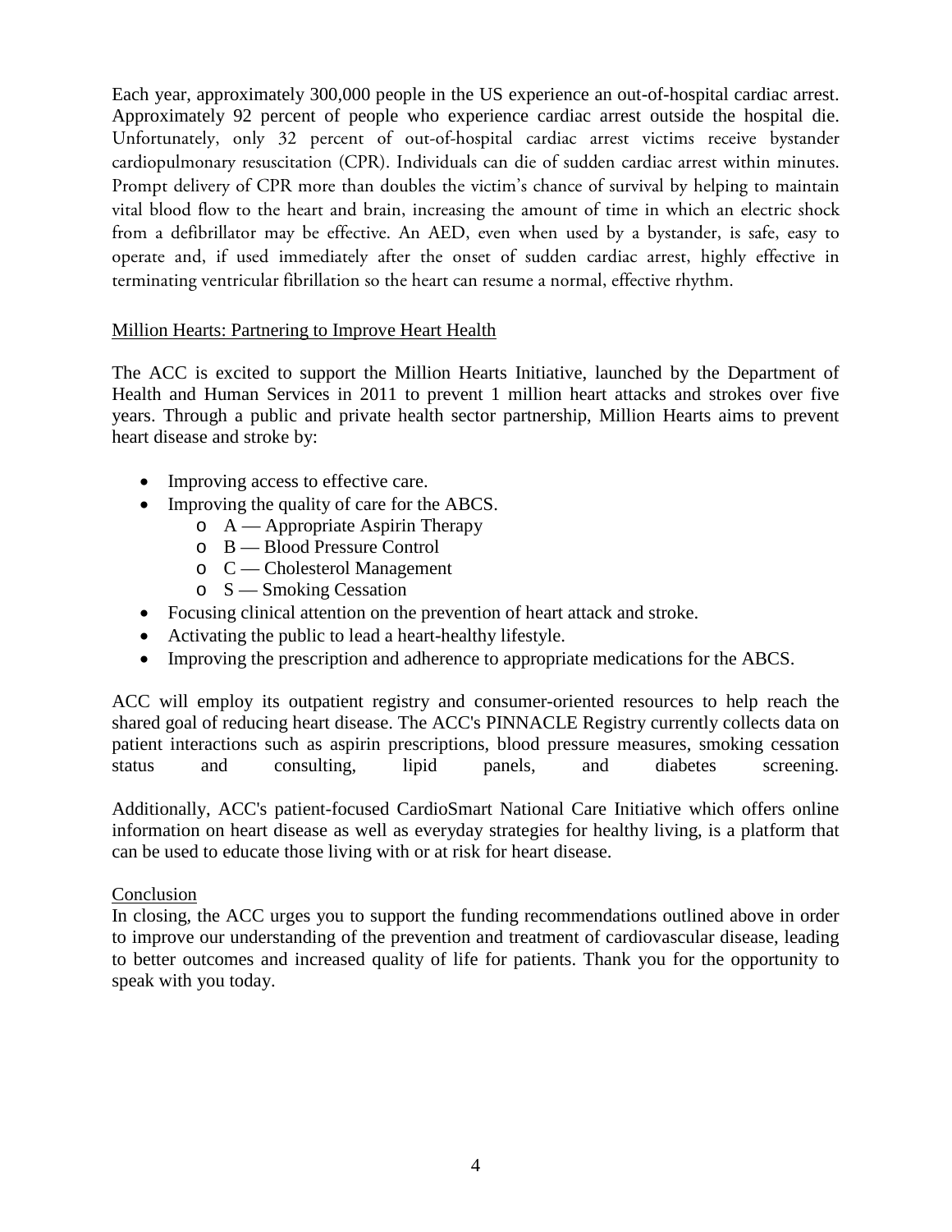Each year, approximately 300,000 people in the US experience an out-of-hospital cardiac arrest. Approximately 92 percent of people who experience cardiac arrest outside the hospital die. Unfortunately, only 32 percent of out-of-hospital cardiac arrest victims receive bystander cardiopulmonary resuscitation (CPR). Individuals can die of sudden cardiac arrest within minutes. Prompt delivery of CPR more than doubles the victim's chance of survival by helping to maintain vital blood flow to the heart and brain, increasing the amount of time in which an electric shock from a defibrillator may be effective. An AED, even when used by a bystander, is safe, easy to operate and, if used immediately after the onset of sudden cardiac arrest, highly effective in terminating ventricular fibrillation so the heart can resume a normal, effective rhythm.

## Million Hearts: Partnering to Improve Heart Health

The ACC is excited to support the Million Hearts Initiative, launched by the Department of Health and Human Services in 2011 to prevent 1 million heart attacks and strokes over five years. Through a public and private health sector partnership, Million Hearts aims to prevent heart disease and stroke by:

- Improving access to effective care.
- Improving the quality of care for the ABCS.
  - A — Appropriate Aspirin Therapy
  - B — Blood Pressure Control
  - C — Cholesterol Management
  - S — Smoking Cessation
- Focusing clinical attention on the prevention of heart attack and stroke.
- Activating the public to lead a heart-healthy lifestyle.
- Improving the prescription and adherence to appropriate medications for the ABCS.

ACC will employ its outpatient registry and consumer-oriented resources to help reach the shared goal of reducing heart disease. The ACC's PINNACLE Registry currently collects data on patient interactions such as aspirin prescriptions, blood pressure measures, smoking cessation status and consulting, lipid panels, and diabetes screening.

Additionally, ACC's patient-focused CardioSmart National Care Initiative which offers online information on heart disease as well as everyday strategies for healthy living, is a platform that can be used to educate those living with or at risk for heart disease.

## Conclusion

In closing, the ACC urges you to support the funding recommendations outlined above in order to improve our understanding of the prevention and treatment of cardiovascular disease, leading to better outcomes and increased quality of life for patients. Thank you for the opportunity to speak with you today.